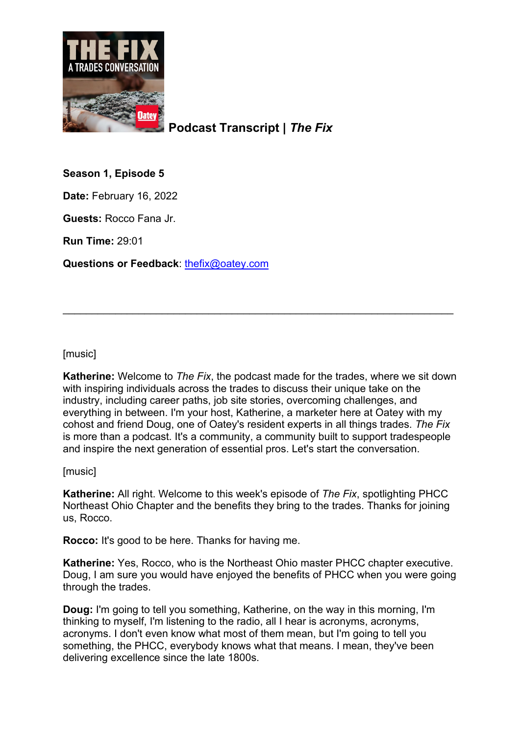# Podcast Transcript | *The Fix*

**Season 1, Episode 5**

**Date:** February 16, 2022

**Guests:** Rocco Fana Jr.

**Run Time:** 29:01

**Questions or Feedback**: thefix@oatey.com

---

[music]

**Katherine:** Welcome to *The Fix*, the podcast made for the trades, where we sit down with inspiring individuals across the trades to discuss their unique take on the industry, including career paths, job site stories, overcoming challenges, and everything in between. I'm your host, Katherine, a marketer here at Oatey with my cohost and friend Doug, one of Oatey's resident experts in all things trades. *The Fix* is more than a podcast. It's a community, a community built to support tradespeople and inspire the next generation of essential pros. Let's start the conversation.

[music]

**Katherine:** All right. Welcome to this week's episode of *The Fix*, spotlighting PHCC Northeast Ohio Chapter and the benefits they bring to the trades. Thanks for joining us, Rocco.

**Rocco:** It's good to be here. Thanks for having me.

**Katherine:** Yes, Rocco, who is the Northeast Ohio master PHCC chapter executive. Doug, I am sure you would have enjoyed the benefits of PHCC when you were going through the trades.

**Doug:** I'm going to tell you something, Katherine, on the way in this morning, I'm thinking to myself, I'm listening to the radio, all I hear is acronyms, acronyms, acronyms. I don't even know what most of them mean, but I'm going to tell you something, the PHCC, everybody knows what that means. I mean, they've been delivering excellence since the late 1800s.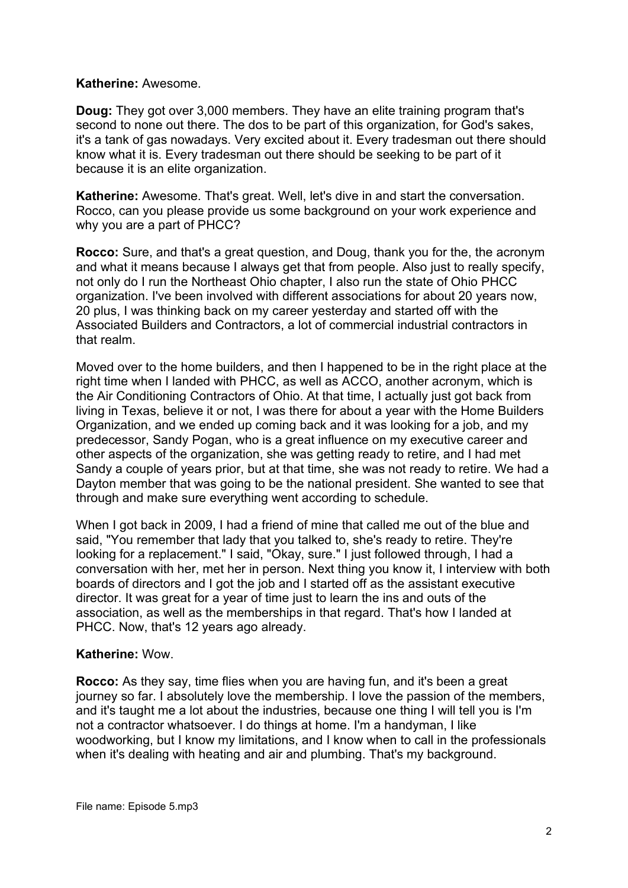**Katherine:** Awesome.

**Doug:** They got over 3,000 members. They have an elite training program that's second to none out there. The dos to be part of this organization, for God's sakes, it's a tank of gas nowadays. Very excited about it. Every tradesman out there should know what it is. Every tradesman out there should be seeking to be part of it because it is an elite organization.

**Katherine:** Awesome. That's great. Well, let's dive in and start the conversation. Rocco, can you please provide us some background on your work experience and why you are a part of PHCC?

**Rocco:** Sure, and that's a great question, and Doug, thank you for the, the acronym and what it means because I always get that from people. Also just to really specify, not only do I run the Northeast Ohio chapter, I also run the state of Ohio PHCC organization. I've been involved with different associations for about 20 years now, 20 plus, I was thinking back on my career yesterday and started off with the Associated Builders and Contractors, a lot of commercial industrial contractors in that realm.

Moved over to the home builders, and then I happened to be in the right place at the right time when I landed with PHCC, as well as ACCO, another acronym, which is the Air Conditioning Contractors of Ohio. At that time, I actually just got back from living in Texas, believe it or not, I was there for about a year with the Home Builders Organization, and we ended up coming back and it was looking for a job, and my predecessor, Sandy Pogan, who is a great influence on my executive career and other aspects of the organization, she was getting ready to retire, and I had met Sandy a couple of years prior, but at that time, she was not ready to retire. We had a Dayton member that was going to be the national president. She wanted to see that through and make sure everything went according to schedule.

When I got back in 2009, I had a friend of mine that called me out of the blue and said, "You remember that lady that you talked to, she's ready to retire. They're looking for a replacement." I said, "Okay, sure." I just followed through, I had a conversation with her, met her in person. Next thing you know it, I interview with both boards of directors and I got the job and I started off as the assistant executive director. It was great for a year of time just to learn the ins and outs of the association, as well as the memberships in that regard. That's how I landed at PHCC. Now, that's 12 years ago already.

**Katherine:** Wow.

**Rocco:** As they say, time flies when you are having fun, and it's been a great journey so far. I absolutely love the membership. I love the passion of the members, and it's taught me a lot about the industries, because one thing I will tell you is I'm not a contractor whatsoever. I do things at home. I'm a handyman, I like woodworking, but I know my limitations, and I know when to call in the professionals when it's dealing with heating and air and plumbing. That's my background.

File name: Episode 5.mp3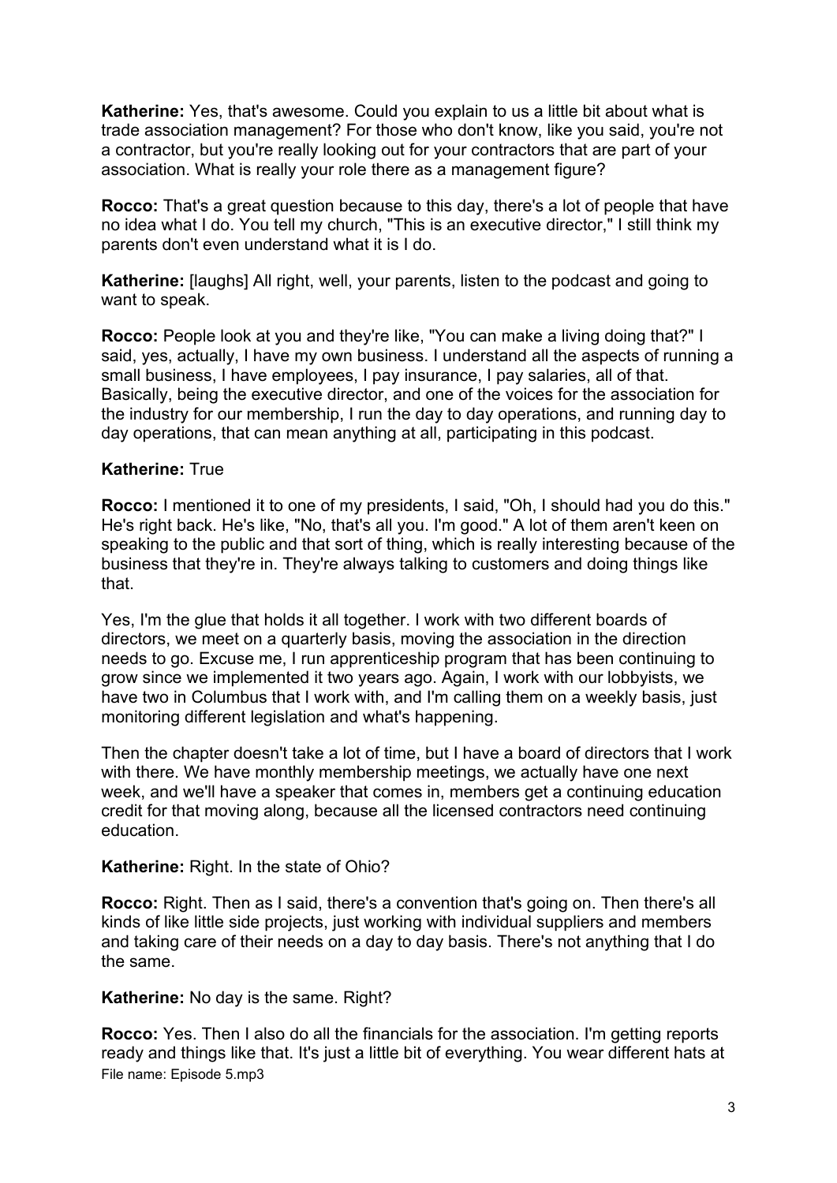**Katherine:** Yes, that's awesome. Could you explain to us a little bit about what is trade association management? For those who don't know, like you said, you're not a contractor, but you're really looking out for your contractors that are part of your association. What is really your role there as a management figure?

**Rocco:** That's a great question because to this day, there's a lot of people that have no idea what I do. You tell my church, "This is an executive director," I still think my parents don't even understand what it is I do.

**Katherine:** [laughs] All right, well, your parents, listen to the podcast and going to want to speak.

**Rocco:** People look at you and they're like, "You can make a living doing that?" I said, yes, actually, I have my own business. I understand all the aspects of running a small business, I have employees, I pay insurance, I pay salaries, all of that. Basically, being the executive director, and one of the voices for the association for the industry for our membership, I run the day to day operations, and running day to day operations, that can mean anything at all, participating in this podcast.

**Katherine:** True

**Rocco:** I mentioned it to one of my presidents, I said, "Oh, I should had you do this." He's right back. He's like, "No, that's all you. I'm good." A lot of them aren't keen on speaking to the public and that sort of thing, which is really interesting because of the business that they're in. They're always talking to customers and doing things like that.

Yes, I'm the glue that holds it all together. I work with two different boards of directors, we meet on a quarterly basis, moving the association in the direction needs to go. Excuse me, I run apprenticeship program that has been continuing to grow since we implemented it two years ago. Again, I work with our lobbyists, we have two in Columbus that I work with, and I'm calling them on a weekly basis, just monitoring different legislation and what's happening.

Then the chapter doesn't take a lot of time, but I have a board of directors that I work with there. We have monthly membership meetings, we actually have one next week, and we'll have a speaker that comes in, members get a continuing education credit for that moving along, because all the licensed contractors need continuing education.

**Katherine:** Right. In the state of Ohio?

**Rocco:** Right. Then as I said, there's a convention that's going on. Then there's all kinds of like little side projects, just working with individual suppliers and members and taking care of their needs on a day to day basis. There's not anything that I do the same.

**Katherine:** No day is the same. Right?

**Rocco:** Yes. Then I also do all the financials for the association. I'm getting reports ready and things like that. It's just a little bit of everything. You wear different hats at

File name: Episode 5.mp3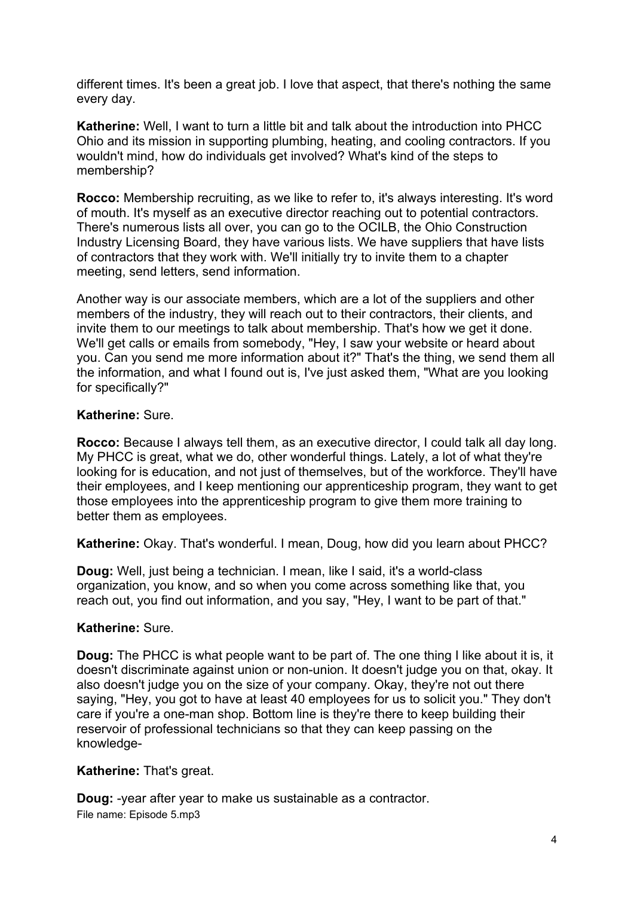different times. It's been a great job. I love that aspect, that there's nothing the same every day.

**Katherine:** Well, I want to turn a little bit and talk about the introduction into PHCC Ohio and its mission in supporting plumbing, heating, and cooling contractors. If you wouldn't mind, how do individuals get involved? What's kind of the steps to membership?

**Rocco:** Membership recruiting, as we like to refer to, it's always interesting. It's word of mouth. It's myself as an executive director reaching out to potential contractors. There's numerous lists all over, you can go to the OCILB, the Ohio Construction Industry Licensing Board, they have various lists. We have suppliers that have lists of contractors that they work with. We'll initially try to invite them to a chapter meeting, send letters, send information.

Another way is our associate members, which are a lot of the suppliers and other members of the industry, they will reach out to their contractors, their clients, and invite them to our meetings to talk about membership. That's how we get it done. We'll get calls or emails from somebody, "Hey, I saw your website or heard about you. Can you send me more information about it?" That's the thing, we send them all the information, and what I found out is, I've just asked them, "What are you looking for specifically?"

**Katherine:** Sure.

**Rocco:** Because I always tell them, as an executive director, I could talk all day long. My PHCC is great, what we do, other wonderful things. Lately, a lot of what they're looking for is education, and not just of themselves, but of the workforce. They'll have their employees, and I keep mentioning our apprenticeship program, they want to get those employees into the apprenticeship program to give them more training to better them as employees.

**Katherine:** Okay. That's wonderful. I mean, Doug, how did you learn about PHCC?

**Doug:** Well, just being a technician. I mean, like I said, it's a world-class organization, you know, and so when you come across something like that, you reach out, you find out information, and you say, "Hey, I want to be part of that."

**Katherine:** Sure.

**Doug:** The PHCC is what people want to be part of. The one thing I like about it is, it doesn't discriminate against union or non-union. It doesn't judge you on that, okay. It also doesn't judge you on the size of your company. Okay, they're not out there saying, "Hey, you got to have at least 40 employees for us to solicit you." They don't care if you're a one-man shop. Bottom line is they're there to keep building their reservoir of professional technicians so that they can keep passing on the knowledge-

**Katherine:** That's great.

**Doug:** -year after year to make us sustainable as a contractor.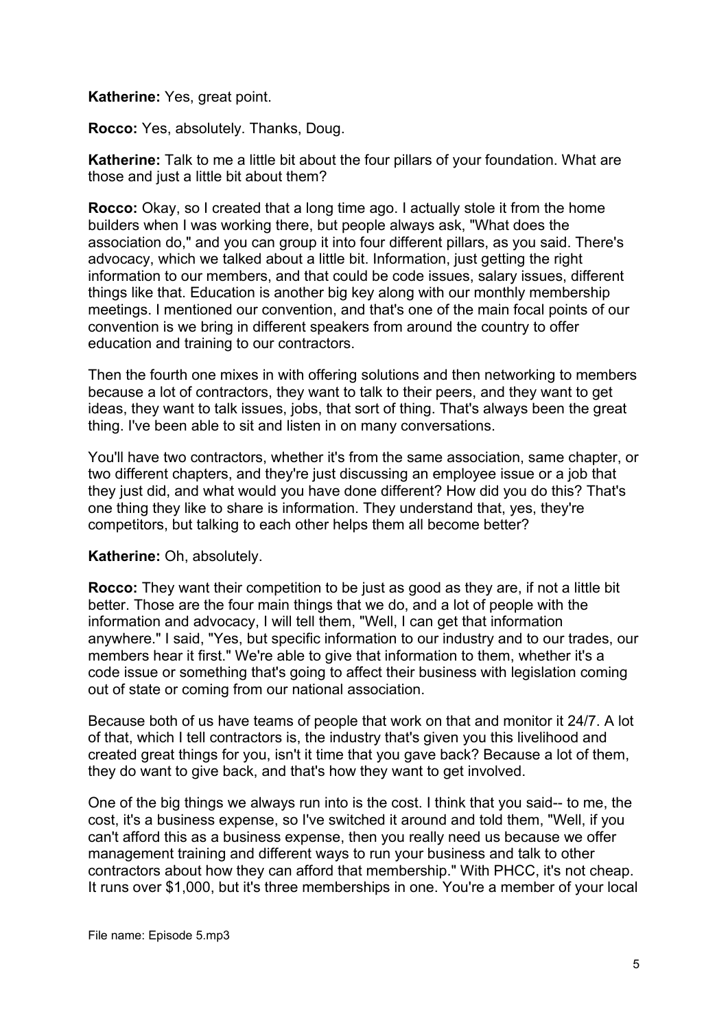**Katherine:** Yes, great point.

**Rocco:** Yes, absolutely. Thanks, Doug.

**Katherine:** Talk to me a little bit about the four pillars of your foundation. What are those and just a little bit about them?

**Rocco:** Okay, so I created that a long time ago. I actually stole it from the home builders when I was working there, but people always ask, "What does the association do," and you can group it into four different pillars, as you said. There's advocacy, which we talked about a little bit. Information, just getting the right information to our members, and that could be code issues, salary issues, different things like that. Education is another big key along with our monthly membership meetings. I mentioned our convention, and that's one of the main focal points of our convention is we bring in different speakers from around the country to offer education and training to our contractors.

Then the fourth one mixes in with offering solutions and then networking to members because a lot of contractors, they want to talk to their peers, and they want to get ideas, they want to talk issues, jobs, that sort of thing. That's always been the great thing. I've been able to sit and listen in on many conversations.

You'll have two contractors, whether it's from the same association, same chapter, or two different chapters, and they're just discussing an employee issue or a job that they just did, and what would you have done different? How did you do this? That's one thing they like to share is information. They understand that, yes, they're competitors, but talking to each other helps them all become better?

**Katherine:** Oh, absolutely.

**Rocco:** They want their competition to be just as good as they are, if not a little bit better. Those are the four main things that we do, and a lot of people with the information and advocacy, I will tell them, "Well, I can get that information anywhere." I said, "Yes, but specific information to our industry and to our trades, our members hear it first." We're able to give that information to them, whether it's a code issue or something that's going to affect their business with legislation coming out of state or coming from our national association.

Because both of us have teams of people that work on that and monitor it 24/7. A lot of that, which I tell contractors is, the industry that's given you this livelihood and created great things for you, isn't it time that you gave back? Because a lot of them, they do want to give back, and that's how they want to get involved.

One of the big things we always run into is the cost. I think that you said-- to me, the cost, it's a business expense, so I've switched it around and told them, "Well, if you can't afford this as a business expense, then you really need us because we offer management training and different ways to run your business and talk to other contractors about how they can afford that membership." With PHCC, it's not cheap. It runs over $1,000, but it's three memberships in one. You're a member of your local

File name: Episode 5.mp3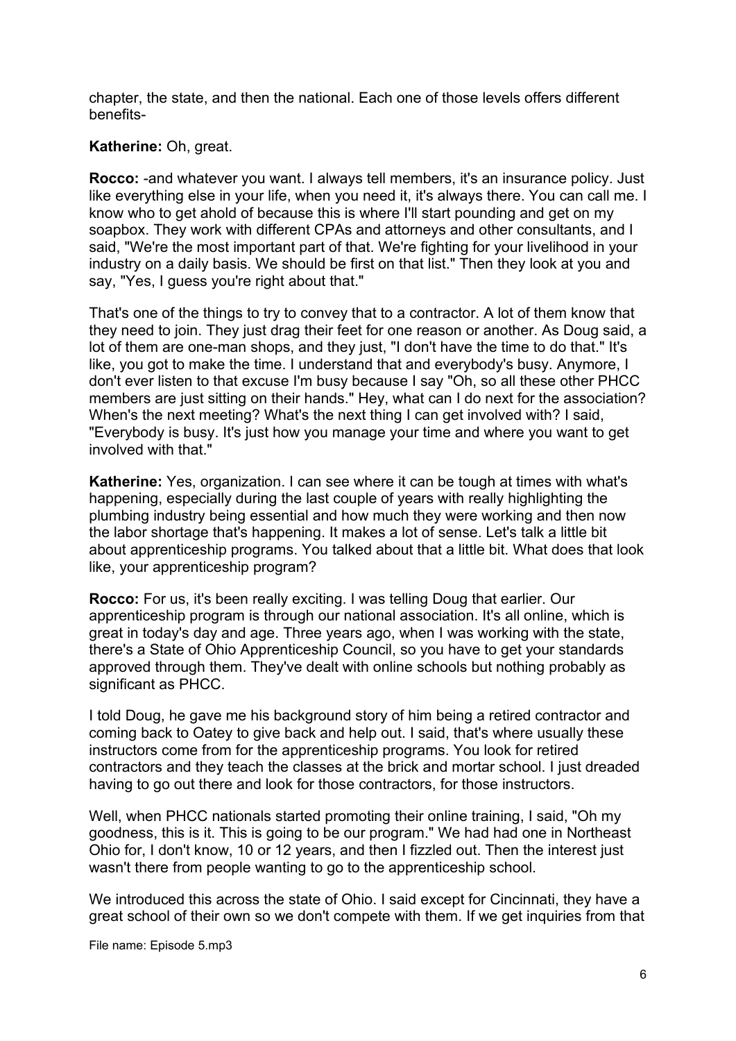chapter, the state, and then the national. Each one of those levels offers different benefits-

**Katherine:** Oh, great.

**Rocco:** -and whatever you want. I always tell members, it's an insurance policy. Just like everything else in your life, when you need it, it's always there. You can call me. I know who to get ahold of because this is where I'll start pounding and get on my soapbox. They work with different CPAs and attorneys and other consultants, and I said, "We're the most important part of that. We're fighting for your livelihood in your industry on a daily basis. We should be first on that list." Then they look at you and say, "Yes, I guess you're right about that."

That's one of the things to try to convey that to a contractor. A lot of them know that they need to join. They just drag their feet for one reason or another. As Doug said, a lot of them are one-man shops, and they just, "I don't have the time to do that." It's like, you got to make the time. I understand that and everybody's busy. Anymore, I don't ever listen to that excuse I'm busy because I say "Oh, so all these other PHCC members are just sitting on their hands." Hey, what can I do next for the association? When's the next meeting? What's the next thing I can get involved with? I said, "Everybody is busy. It's just how you manage your time and where you want to get involved with that."

**Katherine:** Yes, organization. I can see where it can be tough at times with what's happening, especially during the last couple of years with really highlighting the plumbing industry being essential and how much they were working and then now the labor shortage that's happening. It makes a lot of sense. Let's talk a little bit about apprenticeship programs. You talked about that a little bit. What does that look like, your apprenticeship program?

**Rocco:** For us, it's been really exciting. I was telling Doug that earlier. Our apprenticeship program is through our national association. It's all online, which is great in today's day and age. Three years ago, when I was working with the state, there's a State of Ohio Apprenticeship Council, so you have to get your standards approved through them. They've dealt with online schools but nothing probably as significant as PHCC.

I told Doug, he gave me his background story of him being a retired contractor and coming back to Oatey to give back and help out. I said, that's where usually these instructors come from for the apprenticeship programs. You look for retired contractors and they teach the classes at the brick and mortar school. I just dreaded having to go out there and look for those contractors, for those instructors.

Well, when PHCC nationals started promoting their online training, I said, "Oh my goodness, this is it. This is going to be our program." We had had one in Northeast Ohio for, I don't know, 10 or 12 years, and then I fizzled out. Then the interest just wasn't there from people wanting to go to the apprenticeship school.

We introduced this across the state of Ohio. I said except for Cincinnati, they have a great school of their own so we don't compete with them. If we get inquiries from that

File name: Episode 5.mp3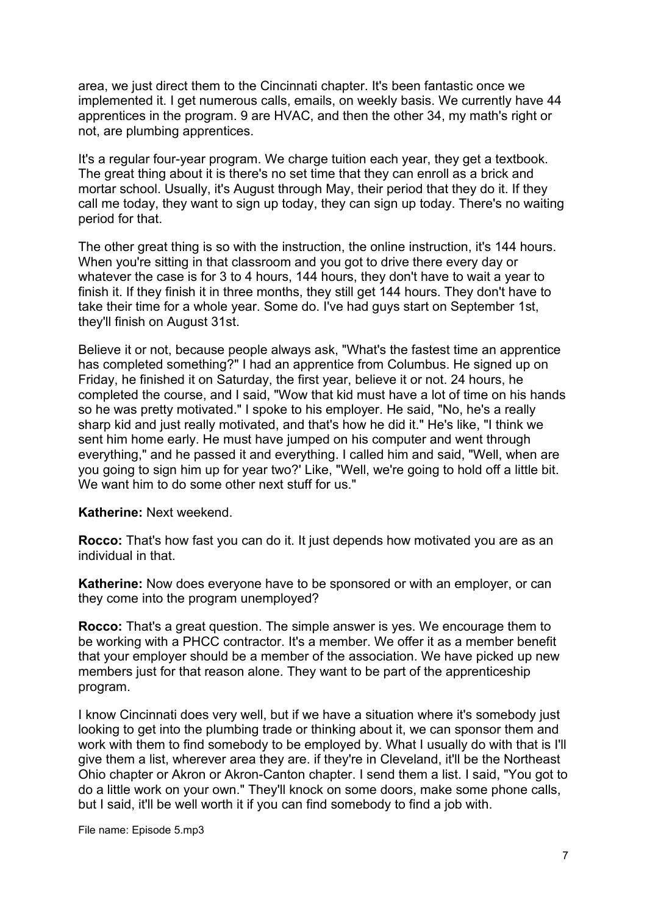area, we just direct them to the Cincinnati chapter. It's been fantastic once we implemented it. I get numerous calls, emails, on weekly basis. We currently have 44 apprentices in the program. 9 are HVAC, and then the other 34, my math's right or not, are plumbing apprentices.

It's a regular four-year program. We charge tuition each year, they get a textbook. The great thing about it is there's no set time that they can enroll as a brick and mortar school. Usually, it's August through May, their period that they do it. If they call me today, they want to sign up today, they can sign up today. There's no waiting period for that.

The other great thing is so with the instruction, the online instruction, it's 144 hours. When you're sitting in that classroom and you got to drive there every day or whatever the case is for 3 to 4 hours, 144 hours, they don't have to wait a year to finish it. If they finish it in three months, they still get 144 hours. They don't have to take their time for a whole year. Some do. I've had guys start on September 1st, they'll finish on August 31st.

Believe it or not, because people always ask, "What's the fastest time an apprentice has completed something?" I had an apprentice from Columbus. He signed up on Friday, he finished it on Saturday, the first year, believe it or not. 24 hours, he completed the course, and I said, "Wow that kid must have a lot of time on his hands so he was pretty motivated." I spoke to his employer. He said, "No, he's a really sharp kid and just really motivated, and that's how he did it." He's like, "I think we sent him home early. He must have jumped on his computer and went through everything," and he passed it and everything. I called him and said, "Well, when are you going to sign him up for year two?' Like, "Well, we're going to hold off a little bit. We want him to do some other next stuff for us."

**Katherine:** Next weekend.

**Rocco:** That's how fast you can do it. It just depends how motivated you are as an individual in that.

**Katherine:** Now does everyone have to be sponsored or with an employer, or can they come into the program unemployed?

**Rocco:** That's a great question. The simple answer is yes. We encourage them to be working with a PHCC contractor. It's a member. We offer it as a member benefit that your employer should be a member of the association. We have picked up new members just for that reason alone. They want to be part of the apprenticeship program.

I know Cincinnati does very well, but if we have a situation where it's somebody just looking to get into the plumbing trade or thinking about it, we can sponsor them and work with them to find somebody to be employed by. What I usually do with that is I'll give them a list, wherever area they are. if they're in Cleveland, it'll be the Northeast Ohio chapter or Akron or Akron-Canton chapter. I send them a list. I said, "You got to do a little work on your own." They'll knock on some doors, make some phone calls, but I said, it'll be well worth it if you can find somebody to find a job with.

File name: Episode 5.mp3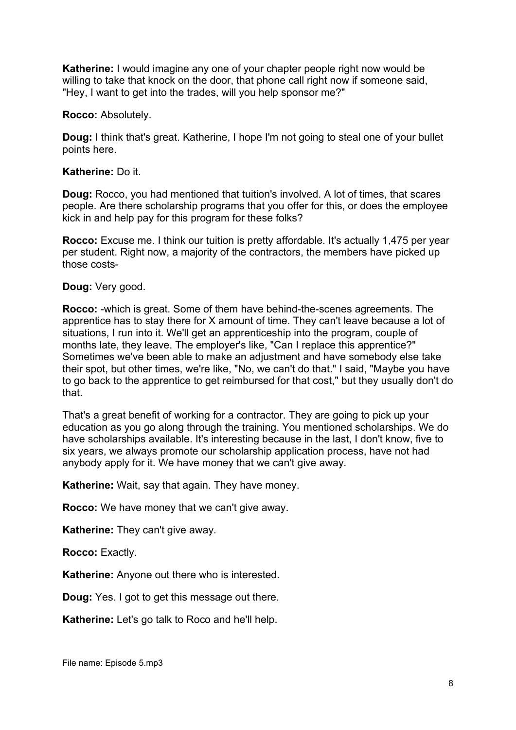**Katherine:** I would imagine any one of your chapter people right now would be willing to take that knock on the door, that phone call right now if someone said, "Hey, I want to get into the trades, will you help sponsor me?"

**Rocco:** Absolutely.

**Doug:** I think that's great. Katherine, I hope I'm not going to steal one of your bullet points here.

**Katherine:** Do it.

**Doug:** Rocco, you had mentioned that tuition's involved. A lot of times, that scares people. Are there scholarship programs that you offer for this, or does the employee kick in and help pay for this program for these folks?

**Rocco:** Excuse me. I think our tuition is pretty affordable. It's actually 1,475 per year per student. Right now, a majority of the contractors, the members have picked up those costs-

**Doug:** Very good.

**Rocco:** -which is great. Some of them have behind-the-scenes agreements. The apprentice has to stay there for X amount of time. They can't leave because a lot of situations, I run into it. We'll get an apprenticeship into the program, couple of months late, they leave. The employer's like, "Can I replace this apprentice?" Sometimes we've been able to make an adjustment and have somebody else take their spot, but other times, we're like, "No, we can't do that." I said, "Maybe you have to go back to the apprentice to get reimbursed for that cost," but they usually don't do that.

That's a great benefit of working for a contractor. They are going to pick up your education as you go along through the training. You mentioned scholarships. We do have scholarships available. It's interesting because in the last, I don't know, five to six years, we always promote our scholarship application process, have not had anybody apply for it. We have money that we can't give away.

**Katherine:** Wait, say that again. They have money.

**Rocco:** We have money that we can't give away.

**Katherine:** They can't give away.

**Rocco:** Exactly.

**Katherine:** Anyone out there who is interested.

**Doug:** Yes. I got to get this message out there.

**Katherine:** Let's go talk to Roco and he'll help.

File name: Episode 5.mp3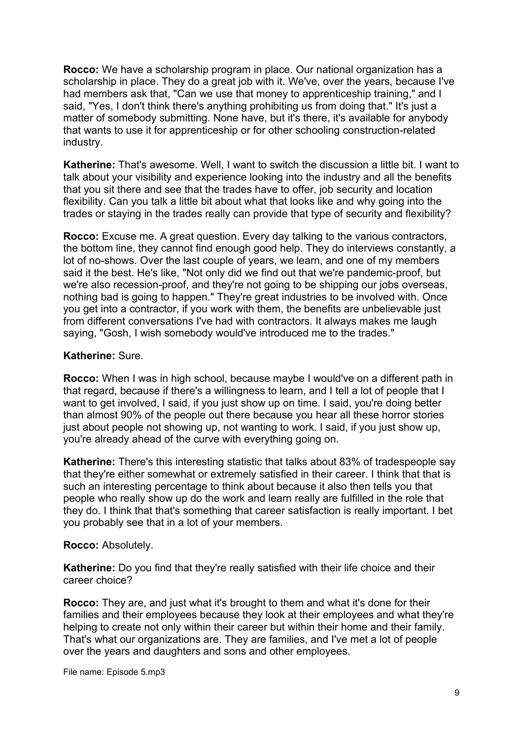**Rocco:** We have a scholarship program in place. Our national organization has a scholarship in place. They do a great job with it. We've, over the years, because I've had members ask that, "Can we use that money to apprenticeship training," and I said, "Yes, I don't think there's anything prohibiting us from doing that." It's just a matter of somebody submitting. None have, but it's there, it's available for anybody that wants to use it for apprenticeship or for other schooling construction-related industry.

**Katherine:** That's awesome. Well, I want to switch the discussion a little bit. I want to talk about your visibility and experience looking into the industry and all the benefits that you sit there and see that the trades have to offer, job security and location flexibility. Can you talk a little bit about what that looks like and why going into the trades or staying in the trades really can provide that type of security and flexibility?

**Rocco:** Excuse me. A great question. Every day talking to the various contractors, the bottom line, they cannot find enough good help. They do interviews constantly, a lot of no-shows. Over the last couple of years, we learn, and one of my members said it the best. He's like, "Not only did we find out that we're pandemic-proof, but we're also recession-proof, and they're not going to be shipping our jobs overseas, nothing bad is going to happen." They're great industries to be involved with. Once you get into a contractor, if you work with them, the benefits are unbelievable just from different conversations I've had with contractors. It always makes me laugh saying, "Gosh, I wish somebody would've introduced me to the trades."

**Katherine:** Sure.

**Rocco:** When I was in high school, because maybe I would've on a different path in that regard, because if there's a willingness to learn, and I tell a lot of people that I want to get involved, I said, if you just show up on time. I said, you're doing better than almost 90% of the people out there because you hear all these horror stories just about people not showing up, not wanting to work. I said, if you just show up, you're already ahead of the curve with everything going on.

**Katherine:** There's this interesting statistic that talks about 83% of tradespeople say that they're either somewhat or extremely satisfied in their career. I think that that is such an interesting percentage to think about because it also then tells you that people who really show up do the work and learn really are fulfilled in the role that they do. I think that that's something that career satisfaction is really important. I bet you probably see that in a lot of your members.

**Rocco:** Absolutely.

**Katherine:** Do you find that they're really satisfied with their life choice and their career choice?

**Rocco:** They are, and just what it's brought to them and what it's done for their families and their employees because they look at their employees and what they're helping to create not only within their career but within their home and their family. That's what our organizations are. They are families, and I've met a lot of people over the years and daughters and sons and other employees.

File name: Episode 5.mp3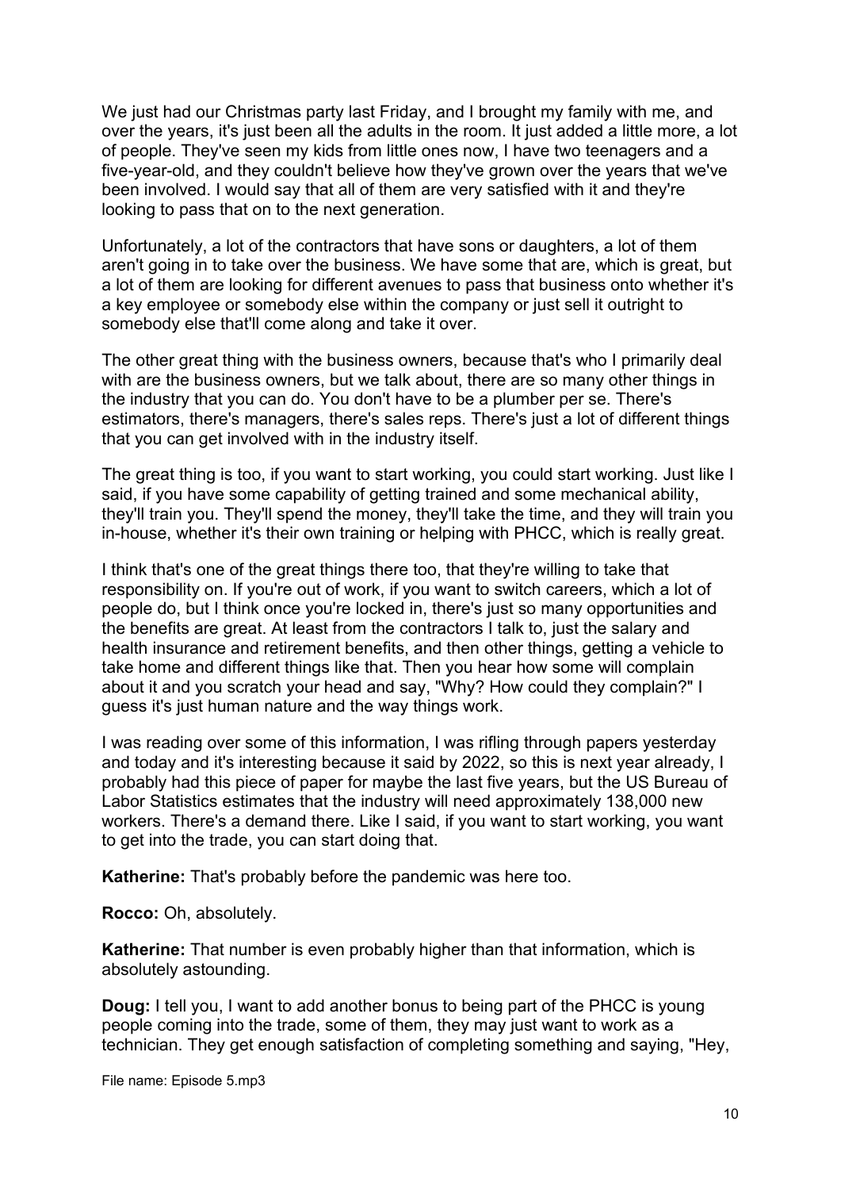We just had our Christmas party last Friday, and I brought my family with me, and over the years, it's just been all the adults in the room. It just added a little more, a lot of people. They've seen my kids from little ones now, I have two teenagers and a five-year-old, and they couldn't believe how they've grown over the years that we've been involved. I would say that all of them are very satisfied with it and they're looking to pass that on to the next generation.

Unfortunately, a lot of the contractors that have sons or daughters, a lot of them aren't going in to take over the business. We have some that are, which is great, but a lot of them are looking for different avenues to pass that business onto whether it's a key employee or somebody else within the company or just sell it outright to somebody else that'll come along and take it over.

The other great thing with the business owners, because that's who I primarily deal with are the business owners, but we talk about, there are so many other things in the industry that you can do. You don't have to be a plumber per se. There's estimators, there's managers, there's sales reps. There's just a lot of different things that you can get involved with in the industry itself.

The great thing is too, if you want to start working, you could start working. Just like I said, if you have some capability of getting trained and some mechanical ability, they'll train you. They'll spend the money, they'll take the time, and they will train you in-house, whether it's their own training or helping with PHCC, which is really great.

I think that's one of the great things there too, that they're willing to take that responsibility on. If you're out of work, if you want to switch careers, which a lot of people do, but I think once you're locked in, there's just so many opportunities and the benefits are great. At least from the contractors I talk to, just the salary and health insurance and retirement benefits, and then other things, getting a vehicle to take home and different things like that. Then you hear how some will complain about it and you scratch your head and say, "Why? How could they complain?" I guess it's just human nature and the way things work.

I was reading over some of this information, I was rifling through papers yesterday and today and it's interesting because it said by 2022, so this is next year already, I probably had this piece of paper for maybe the last five years, but the US Bureau of Labor Statistics estimates that the industry will need approximately 138,000 new workers. There's a demand there. Like I said, if you want to start working, you want to get into the trade, you can start doing that.

**Katherine:** That's probably before the pandemic was here too.

**Rocco:** Oh, absolutely.

**Katherine:** That number is even probably higher than that information, which is absolutely astounding.

**Doug:** I tell you, I want to add another bonus to being part of the PHCC is young people coming into the trade, some of them, they may just want to work as a technician. They get enough satisfaction of completing something and saying, "Hey,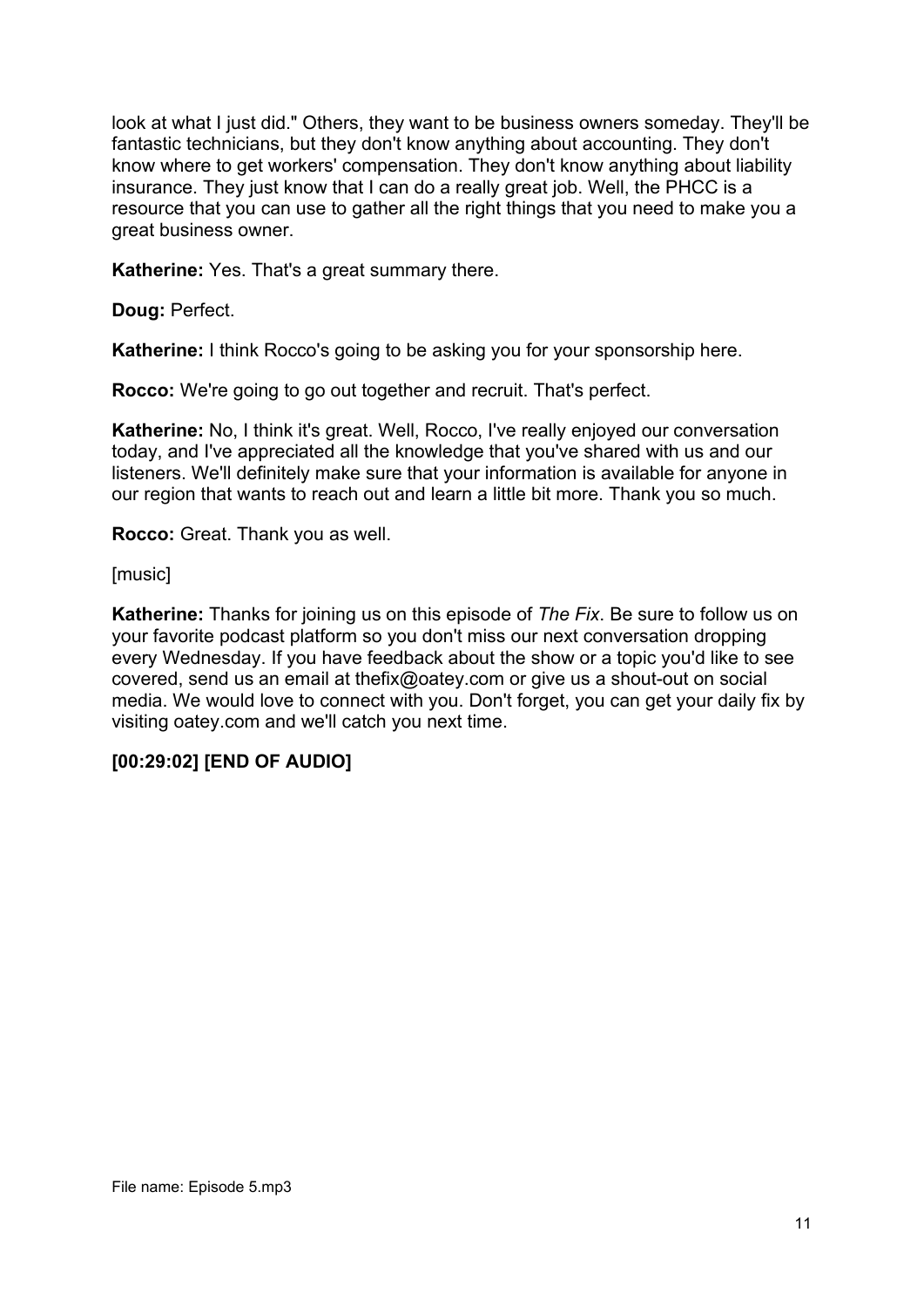look at what I just did." Others, they want to be business owners someday. They'll be fantastic technicians, but they don't know anything about accounting. They don't know where to get workers' compensation. They don't know anything about liability insurance. They just know that I can do a really great job. Well, the PHCC is a resource that you can use to gather all the right things that you need to make you a great business owner.

**Katherine:** Yes. That's a great summary there.

**Doug:** Perfect.

**Katherine:** I think Rocco's going to be asking you for your sponsorship here.

**Rocco:** We're going to go out together and recruit. That's perfect.

**Katherine:** No, I think it's great. Well, Rocco, I've really enjoyed our conversation today, and I've appreciated all the knowledge that you've shared with us and our listeners. We'll definitely make sure that your information is available for anyone in our region that wants to reach out and learn a little bit more. Thank you so much.

**Rocco:** Great. Thank you as well.

[music]

**Katherine:** Thanks for joining us on this episode of *The Fix*. Be sure to follow us on your favorite podcast platform so you don't miss our next conversation dropping every Wednesday. If you have feedback about the show or a topic you'd like to see covered, send us an email at thefix@oatey.com or give us a shout-out on social media. We would love to connect with you. Don't forget, you can get your daily fix by visiting oatey.com and we'll catch you next time.

**[00:29:02] [END OF AUDIO]**

File name: Episode 5.mp3